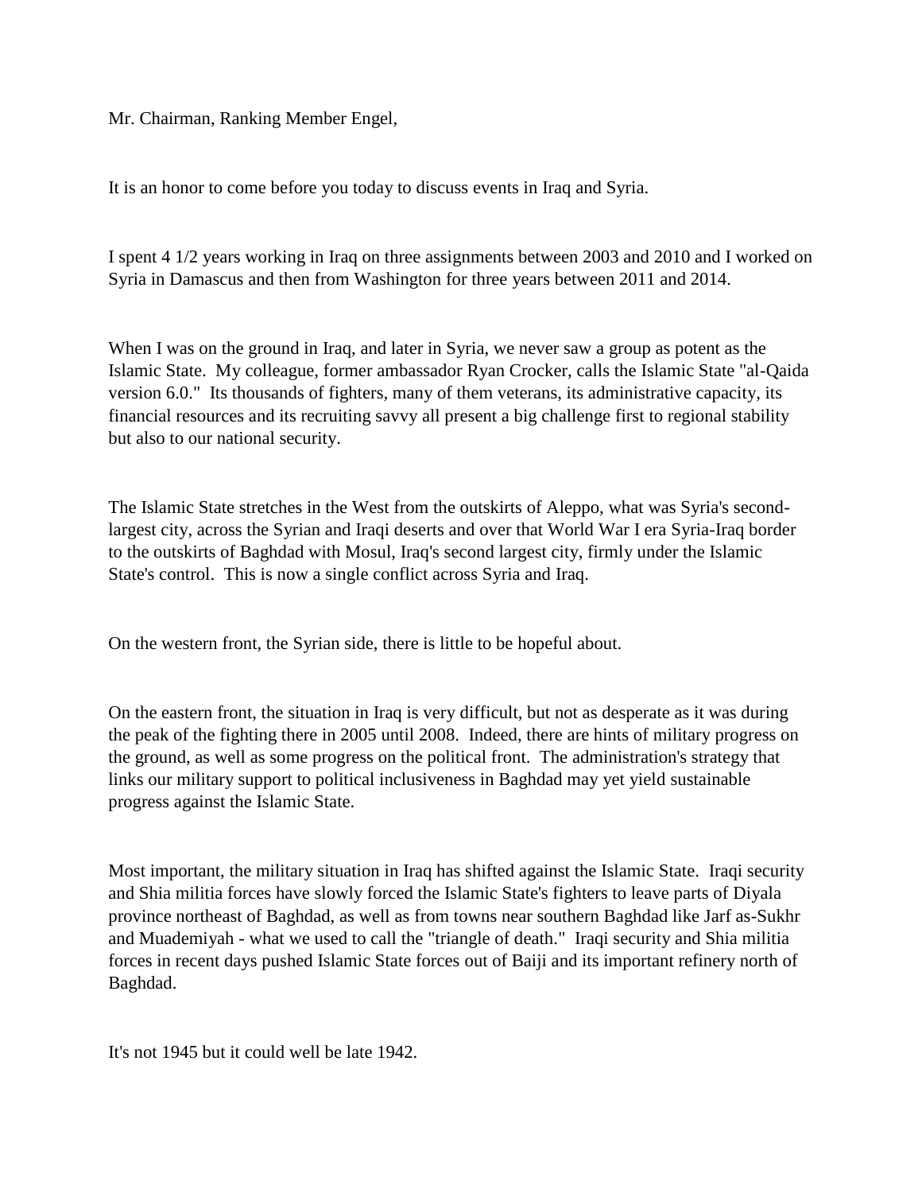Mr. Chairman, Ranking Member Engel,

It is an honor to come before you today to discuss events in Iraq and Syria.

I spent 4 1/2 years working in Iraq on three assignments between 2003 and 2010 and I worked on Syria in Damascus and then from Washington for three years between 2011 and 2014.

When I was on the ground in Iraq, and later in Syria, we never saw a group as potent as the Islamic State. My colleague, former ambassador Ryan Crocker, calls the Islamic State "al-Qaida version 6.0." Its thousands of fighters, many of them veterans, its administrative capacity, its financial resources and its recruiting savvy all present a big challenge first to regional stability but also to our national security.

The Islamic State stretches in the West from the outskirts of Aleppo, what was Syria's second-largest city, across the Syrian and Iraqi deserts and over that World War I era Syria-Iraq border to the outskirts of Baghdad with Mosul, Iraq's second largest city, firmly under the Islamic State's control. This is now a single conflict across Syria and Iraq.

On the western front, the Syrian side, there is little to be hopeful about.

On the eastern front, the situation in Iraq is very difficult, but not as desperate as it was during the peak of the fighting there in 2005 until 2008. Indeed, there are hints of military progress on the ground, as well as some progress on the political front. The administration's strategy that links our military support to political inclusiveness in Baghdad may yet yield sustainable progress against the Islamic State.

Most important, the military situation in Iraq has shifted against the Islamic State. Iraqi security and Shia militia forces have slowly forced the Islamic State's fighters to leave parts of Diyala province northeast of Baghdad, as well as from towns near southern Baghdad like Jarf as-Sukhr and Muademiyah - what we used to call the "triangle of death." Iraqi security and Shia militia forces in recent days pushed Islamic State forces out of Baiji and its important refinery north of Baghdad.

It's not 1945 but it could well be late 1942.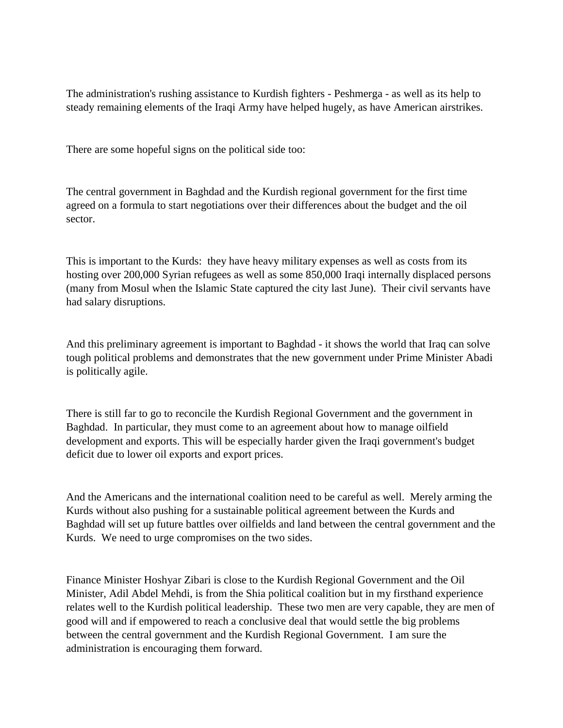The administration's rushing assistance to Kurdish fighters - Peshmerga - as well as its help to steady remaining elements of the Iraqi Army have helped hugely, as have American airstrikes.

There are some hopeful signs on the political side too:

The central government in Baghdad and the Kurdish regional government for the first time agreed on a formula to start negotiations over their differences about the budget and the oil sector.

This is important to the Kurds: they have heavy military expenses as well as costs from its hosting over 200,000 Syrian refugees as well as some 850,000 Iraqi internally displaced persons (many from Mosul when the Islamic State captured the city last June). Their civil servants have had salary disruptions.

And this preliminary agreement is important to Baghdad - it shows the world that Iraq can solve tough political problems and demonstrates that the new government under Prime Minister Abadi is politically agile.

There is still far to go to reconcile the Kurdish Regional Government and the government in Baghdad. In particular, they must come to an agreement about how to manage oilfield development and exports. This will be especially harder given the Iraqi government's budget deficit due to lower oil exports and export prices.

And the Americans and the international coalition need to be careful as well. Merely arming the Kurds without also pushing for a sustainable political agreement between the Kurds and Baghdad will set up future battles over oilfields and land between the central government and the Kurds. We need to urge compromises on the two sides.

Finance Minister Hoshyar Zibari is close to the Kurdish Regional Government and the Oil Minister, Adil Abdel Mehdi, is from the Shia political coalition but in my firsthand experience relates well to the Kurdish political leadership. These two men are very capable, they are men of good will and if empowered to reach a conclusive deal that would settle the big problems between the central government and the Kurdish Regional Government. I am sure the administration is encouraging them forward.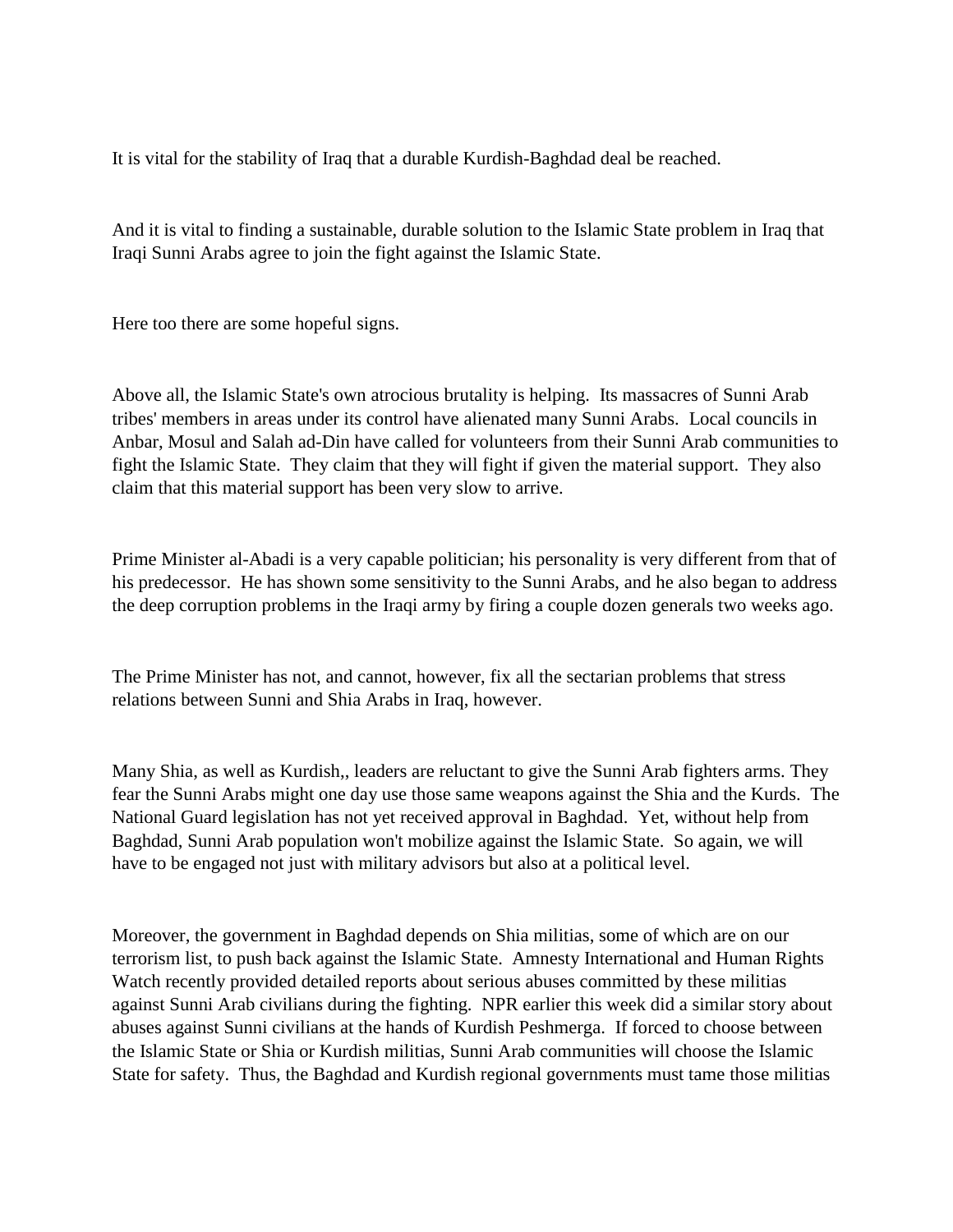It is vital for the stability of Iraq that a durable Kurdish-Baghdad deal be reached.

And it is vital to finding a sustainable, durable solution to the Islamic State problem in Iraq that Iraqi Sunni Arabs agree to join the fight against the Islamic State.

Here too there are some hopeful signs.

Above all, the Islamic State's own atrocious brutality is helping. Its massacres of Sunni Arab tribes' members in areas under its control have alienated many Sunni Arabs. Local councils in Anbar, Mosul and Salah ad-Din have called for volunteers from their Sunni Arab communities to fight the Islamic State. They claim that they will fight if given the material support. They also claim that this material support has been very slow to arrive.

Prime Minister al-Abadi is a very capable politician; his personality is very different from that of his predecessor. He has shown some sensitivity to the Sunni Arabs, and he also began to address the deep corruption problems in the Iraqi army by firing a couple dozen generals two weeks ago.

The Prime Minister has not, and cannot, however, fix all the sectarian problems that stress relations between Sunni and Shia Arabs in Iraq, however.

Many Shia, as well as Kurdish,, leaders are reluctant to give the Sunni Arab fighters arms. They fear the Sunni Arabs might one day use those same weapons against the Shia and the Kurds. The National Guard legislation has not yet received approval in Baghdad. Yet, without help from Baghdad, Sunni Arab population won't mobilize against the Islamic State. So again, we will have to be engaged not just with military advisors but also at a political level.

Moreover, the government in Baghdad depends on Shia militias, some of which are on our terrorism list, to push back against the Islamic State. Amnesty International and Human Rights Watch recently provided detailed reports about serious abuses committed by these militias against Sunni Arab civilians during the fighting. NPR earlier this week did a similar story about abuses against Sunni civilians at the hands of Kurdish Peshmerga. If forced to choose between the Islamic State or Shia or Kurdish militias, Sunni Arab communities will choose the Islamic State for safety. Thus, the Baghdad and Kurdish regional governments must tame those militias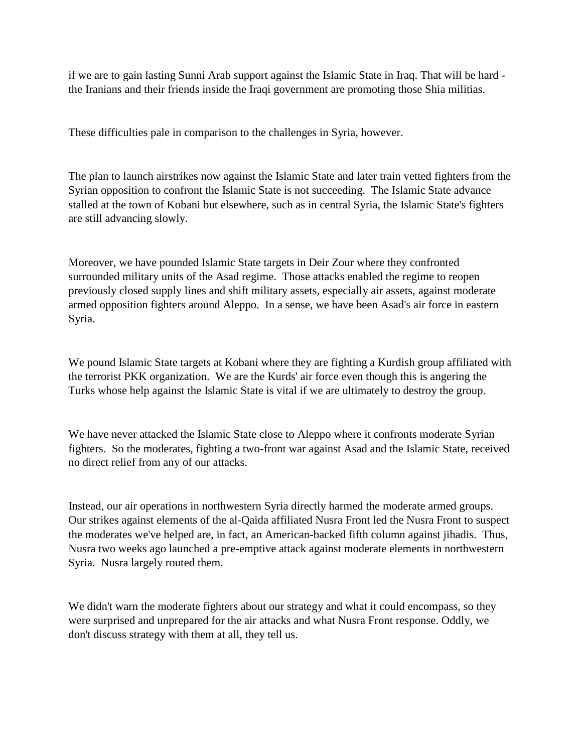if we are to gain lasting Sunni Arab support against the Islamic State in Iraq. That will be hard - the Iranians and their friends inside the Iraqi government are promoting those Shia militias.

These difficulties pale in comparison to the challenges in Syria, however.

The plan to launch airstrikes now against the Islamic State and later train vetted fighters from the Syrian opposition to confront the Islamic State is not succeeding. The Islamic State advance stalled at the town of Kobani but elsewhere, such as in central Syria, the Islamic State's fighters are still advancing slowly.

Moreover, we have pounded Islamic State targets in Deir Zour where they confronted surrounded military units of the Asad regime. Those attacks enabled the regime to reopen previously closed supply lines and shift military assets, especially air assets, against moderate armed opposition fighters around Aleppo. In a sense, we have been Asad's air force in eastern Syria.

We pound Islamic State targets at Kobani where they are fighting a Kurdish group affiliated with the terrorist PKK organization. We are the Kurds' air force even though this is angering the Turks whose help against the Islamic State is vital if we are ultimately to destroy the group.

We have never attacked the Islamic State close to Aleppo where it confronts moderate Syrian fighters. So the moderates, fighting a two-front war against Asad and the Islamic State, received no direct relief from any of our attacks.

Instead, our air operations in northwestern Syria directly harmed the moderate armed groups. Our strikes against elements of the al-Qaida affiliated Nusra Front led the Nusra Front to suspect the moderates we've helped are, in fact, an American-backed fifth column against jihadis. Thus, Nusra two weeks ago launched a pre-emptive attack against moderate elements in northwestern Syria. Nusra largely routed them.

We didn't warn the moderate fighters about our strategy and what it could encompass, so they were surprised and unprepared for the air attacks and what Nusra Front response. Oddly, we don't discuss strategy with them at all, they tell us.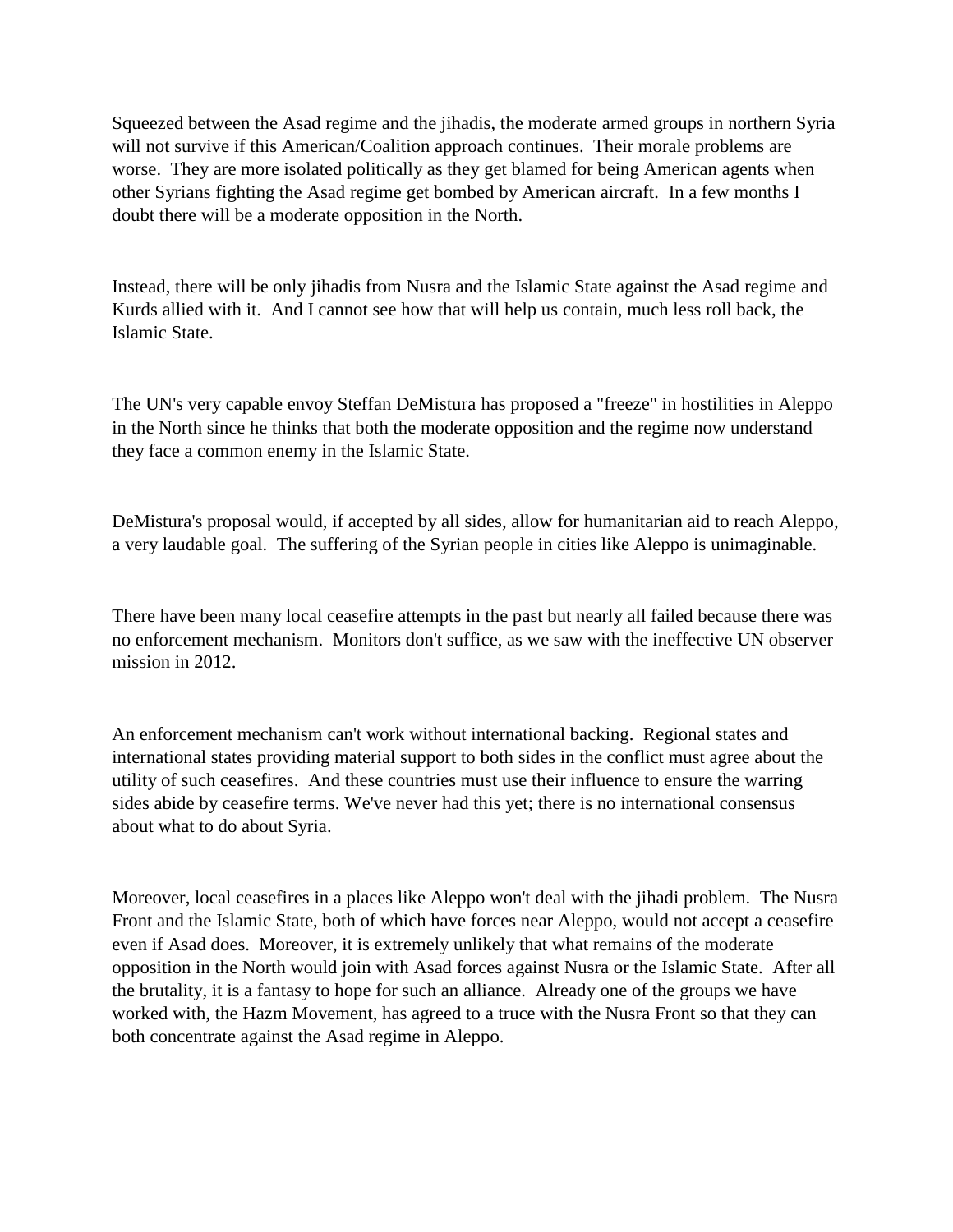Squeezed between the Asad regime and the jihadis, the moderate armed groups in northern Syria will not survive if this American/Coalition approach continues. Their morale problems are worse. They are more isolated politically as they get blamed for being American agents when other Syrians fighting the Asad regime get bombed by American aircraft. In a few months I doubt there will be a moderate opposition in the North.

Instead, there will be only jihadis from Nusra and the Islamic State against the Asad regime and Kurds allied with it. And I cannot see how that will help us contain, much less roll back, the Islamic State.

The UN's very capable envoy Steffan DeMistura has proposed a "freeze" in hostilities in Aleppo in the North since he thinks that both the moderate opposition and the regime now understand they face a common enemy in the Islamic State.

DeMistura's proposal would, if accepted by all sides, allow for humanitarian aid to reach Aleppo, a very laudable goal. The suffering of the Syrian people in cities like Aleppo is unimaginable.

There have been many local ceasefire attempts in the past but nearly all failed because there was no enforcement mechanism. Monitors don't suffice, as we saw with the ineffective UN observer mission in 2012.

An enforcement mechanism can't work without international backing. Regional states and international states providing material support to both sides in the conflict must agree about the utility of such ceasefires. And these countries must use their influence to ensure the warring sides abide by ceasefire terms. We've never had this yet; there is no international consensus about what to do about Syria.

Moreover, local ceasefires in a places like Aleppo won't deal with the jihadi problem. The Nusra Front and the Islamic State, both of which have forces near Aleppo, would not accept a ceasefire even if Asad does. Moreover, it is extremely unlikely that what remains of the moderate opposition in the North would join with Asad forces against Nusra or the Islamic State. After all the brutality, it is a fantasy to hope for such an alliance. Already one of the groups we have worked with, the Hazm Movement, has agreed to a truce with the Nusra Front so that they can both concentrate against the Asad regime in Aleppo.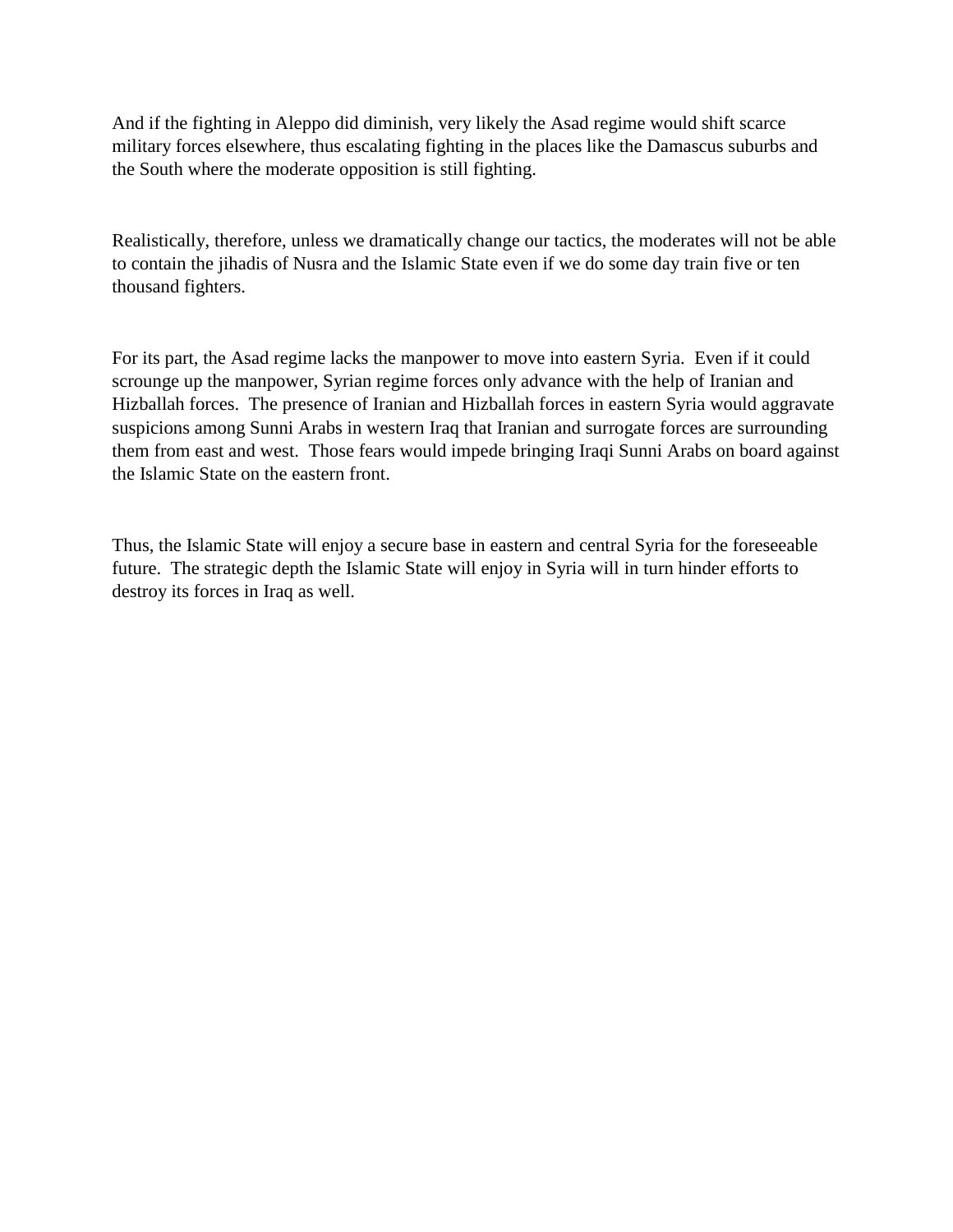And if the fighting in Aleppo did diminish, very likely the Asad regime would shift scarce military forces elsewhere, thus escalating fighting in the places like the Damascus suburbs and the South where the moderate opposition is still fighting.

Realistically, therefore, unless we dramatically change our tactics, the moderates will not be able to contain the jihadis of Nusra and the Islamic State even if we do some day train five or ten thousand fighters.

For its part, the Asad regime lacks the manpower to move into eastern Syria. Even if it could scrounge up the manpower, Syrian regime forces only advance with the help of Iranian and Hizballah forces. The presence of Iranian and Hizballah forces in eastern Syria would aggravate suspicions among Sunni Arabs in western Iraq that Iranian and surrogate forces are surrounding them from east and west. Those fears would impede bringing Iraqi Sunni Arabs on board against the Islamic State on the eastern front.

Thus, the Islamic State will enjoy a secure base in eastern and central Syria for the foreseeable future. The strategic depth the Islamic State will enjoy in Syria will in turn hinder efforts to destroy its forces in Iraq as well.